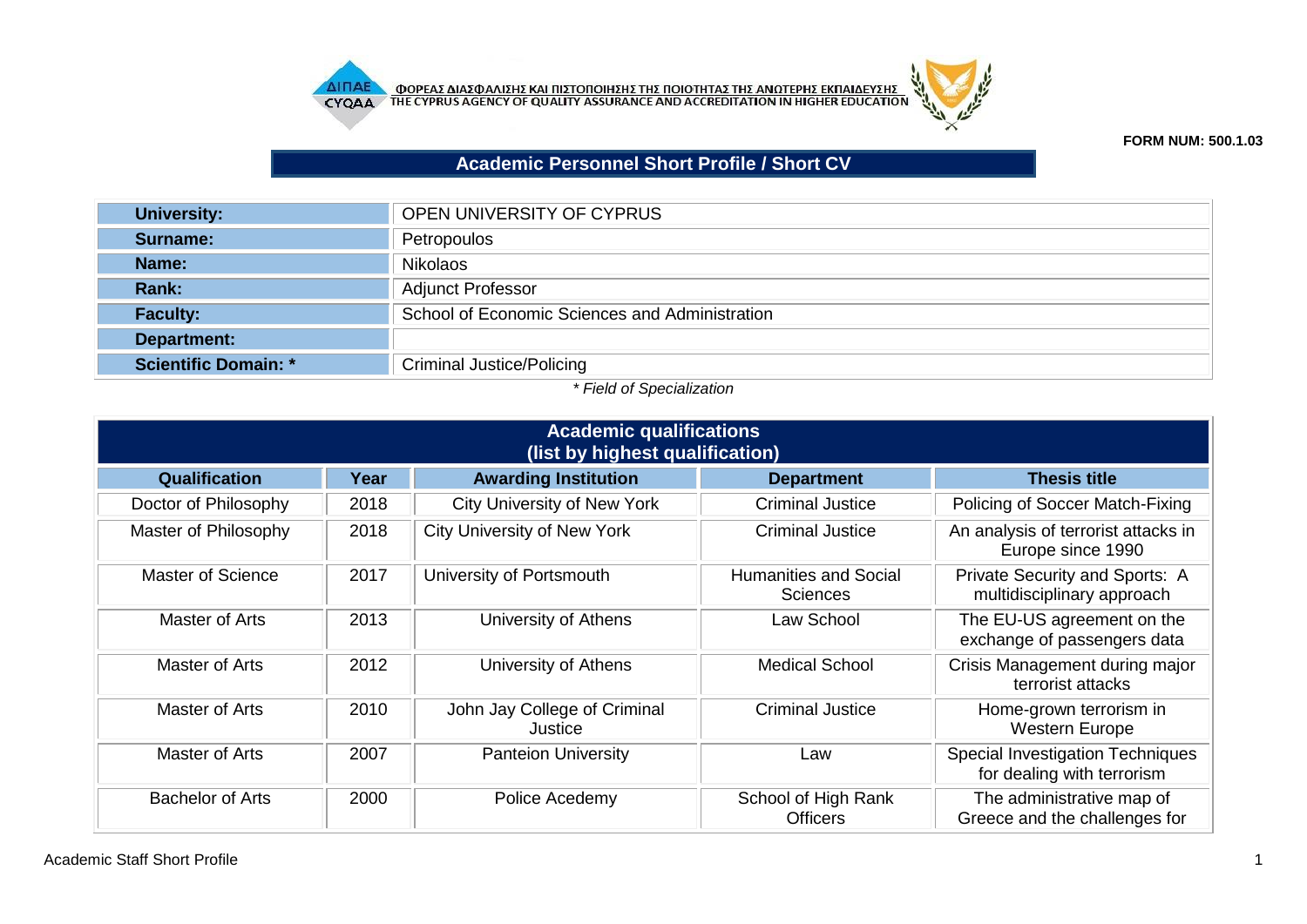ΦΟΡΕΑΣ ΔΙΑΣΦΑΛΙΣΗΣ ΚΑΙ ΠΙΣΤΟΠΟΙΗΣΗΣ ΤΗΣ ΠΟΙΟΤΗΤΑΣ ΤΗΣ ΑΝΩΤΕΡΗΣ ΕΚΠΑΙΔΕΥΣΗΣ
THE CYPRUS AGENCY OF QUALITY ASSURANCE AND ACCREDITATION IN HIGHER EDUCATION

**FORM NUM: 500.1.03**

# Academic Personnel Short Profile / Short CV

| | |
|---|---|
| **University:** | OPEN UNIVERSITY OF CYPRUS |
| **Surname:** | Petropoulos |
| **Name:** | Nikolaos |
| **Rank:** | Adjunct Professor |
| **Faculty:** | School of Economic Sciences and Administration |
| **Department:** | |
| **Scientific Domain: *** | Criminal Justice/Policing |

*\* Field of Specialization*

## Academic qualifications (list by highest qualification)

| Qualification | Year | Awarding Institution | Department | Thesis title |
|---|---|---|---|---|
| Doctor of Philosophy | 2018 | City University of New York | Criminal Justice | Policing of Soccer Match-Fixing |
| Master of Philosophy | 2018 | City University of New York | Criminal Justice | An analysis of terrorist attacks in Europe since 1990 |
| Master of Science | 2017 | University of Portsmouth | Humanities and Social Sciences | Private Security and Sports: A multidisciplinary approach |
| Master of Arts | 2013 | University of Athens | Law School | The EU-US agreement on the exchange of passengers data |
| Master of Arts | 2012 | University of Athens | Medical School | Crisis Management during major terrorist attacks |
| Master of Arts | 2010 | John Jay College of Criminal Justice | Criminal Justice | Home-grown terrorism in Western Europe |
| Master of Arts | 2007 | Panteion University | Law | Special Investigation Techniques for dealing with terrorism |
| Bachelor of Arts | 2000 | Police Acedemy | School of High Rank Officers | The administrative map of Greece and the challenges for |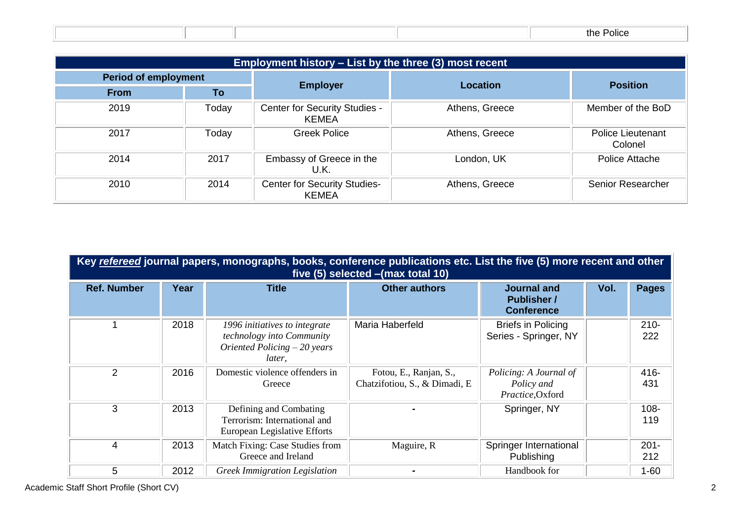| | | | | the Police |
|---|---|---|---|---|

| Employment history – List by the three (3) most recent | | | | |
|---|---|---|---|---|
| **Period of employment** | | **Employer** | **Location** | **Position** |
| **From** | **To** | | | |
| 2019 | Today | Center for Security Studies - KEMEA | Athens, Greece | Member of the BoD |
| 2017 | Today | Greek Police | Athens, Greece | Police Lieutenant Colonel |
| 2014 | 2017 | Embassy of Greece in the U.K. | London, UK | Police Attache |
| 2010 | 2014 | Center for Security Studies- KEMEA | Athens, Greece | Senior Researcher |

| Key ***refereed*** journal papers, monographs, books, conference publications etc. List the five (5) more recent and other five (5) selected –(max total 10) | | | | | | |
|---|---|---|---|---|---|---|
| **Ref. Number** | **Year** | **Title** | **Other authors** | **Journal and Publisher / Conference** | **Vol.** | **Pages** |
| 1 | 2018 | *1996 initiatives to integrate technology into Community Oriented Policing – 20 years later,* | Maria Haberfeld | Briefs in Policing Series - Springer, NY | | 210-222 |
| 2 | 2016 | Domestic violence offenders in Greece | Fotou, E., Ranjan, S., Chatzifotiou, S., & Dimadi, E | *Policing: A Journal of Policy and Practice*,Oxford | | 416-431 |
| 3 | 2013 | Defining and Combating Terrorism: International and European Legislative Efforts | - | Springer, NY | | 108-119 |
| 4 | 2013 | Match Fixing: Case Studies from Greece and Ireland | Maguire, R | Springer International Publishing | | 201-212 |
| 5 | 2012 | *Greek Immigration Legislation* | - | Handbook for | | 1-60 |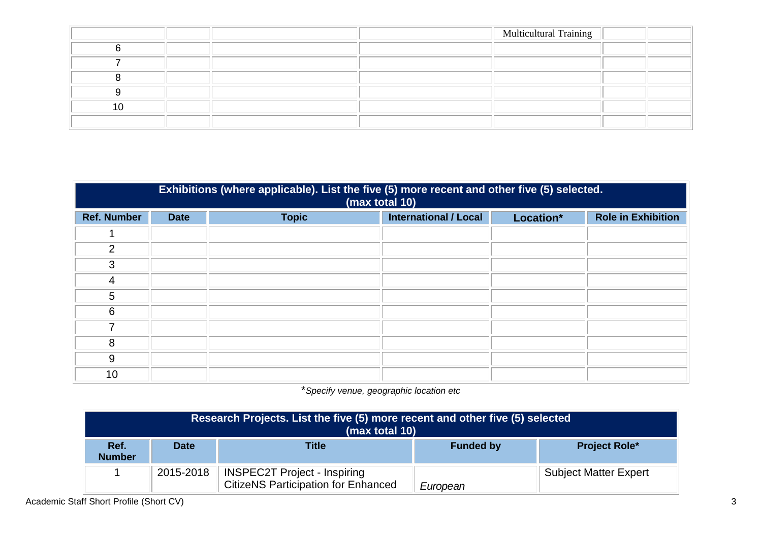| | | | | Multicultural Training | | |
|---|---|---|---|---|---|---|
| 6 | | | | | | |
| 7 | | | | | | |
| 8 | | | | | | |
| 9 | | | | | | |
| 10 | | | | | | |
| | | | | | | |

| **Exhibitions (where applicable). List the five (5) more recent and other five (5) selected. (max total 10)** | | | | | |
|---|---|---|---|---|---|
| **Ref. Number** | **Date** | **Topic** | **International / Local** | **Location*** | **Role in Exhibition** |
| 1 | | | | | |
| 2 | | | | | |
| 3 | | | | | |
| 4 | | | | | |
| 5 | | | | | |
| 6 | | | | | |
| 7 | | | | | |
| 8 | | | | | |
| 9 | | | | | |
| 10 | | | | | |

**Specify venue, geographic location etc*

| **Research Projects. List the five (5) more recent and other five (5) selected (max total 10)** | | | | |
|---|---|---|---|---|
| **Ref. Number** | **Date** | **Title** | **Funded by** | **Project Role*** |
| 1 | 2015-2018 | INSPEC2T Project - Inspiring CitizeNS Participation for Enhanced | *European* | Subject Matter Expert |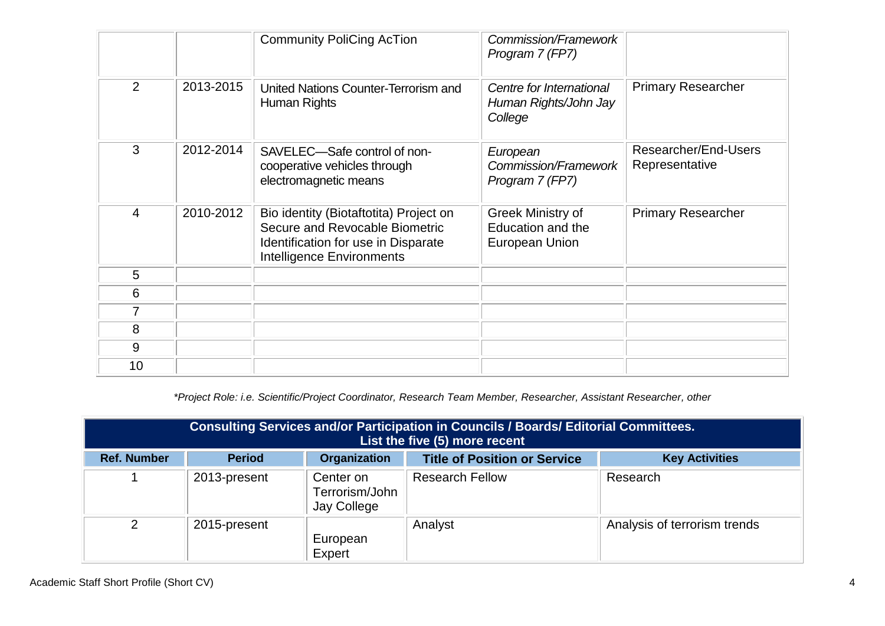|  |  | Community PoliCing AcTion | *Commission/Framework Program 7 (FP7)* |  |
|---|---|---|---|---|
| 2 | 2013-2015 | United Nations Counter-Terrorism and Human Rights | *Centre for International Human Rights/John Jay College* | Primary Researcher |
| 3 | 2012-2014 | SAVELEC—Safe control of non-cooperative vehicles through electromagnetic means | *European Commission/Framework Program 7 (FP7)* | Researcher/End-Users Representative |
| 4 | 2010-2012 | Bio identity (Biotaftotita) Project on Secure and Revocable Biometric Identification for use in Disparate Intelligence Environments | Greek Ministry of Education and the European Union | Primary Researcher |
| 5 |  |  |  |  |
| 6 |  |  |  |  |
| 7 |  |  |  |  |
| 8 |  |  |  |  |
| 9 |  |  |  |  |
| 10 |  |  |  |  |

*\*Project Role: i.e. Scientific/Project Coordinator, Research Team Member, Researcher, Assistant Researcher, other*

| **Consulting Services and/or Participation in Councils / Boards/ Editorial Committees. List the five (5) more recent** | | | | |
|---|---|---|---|---|
| **Ref. Number** | **Period** | **Organization** | **Title of Position or Service** | **Key Activities** |
| 1 | 2013-present | Center on Terrorism/John Jay College | Research Fellow | Research |
| 2 | 2015-present | European Expert | Analyst | Analysis of terrorism trends |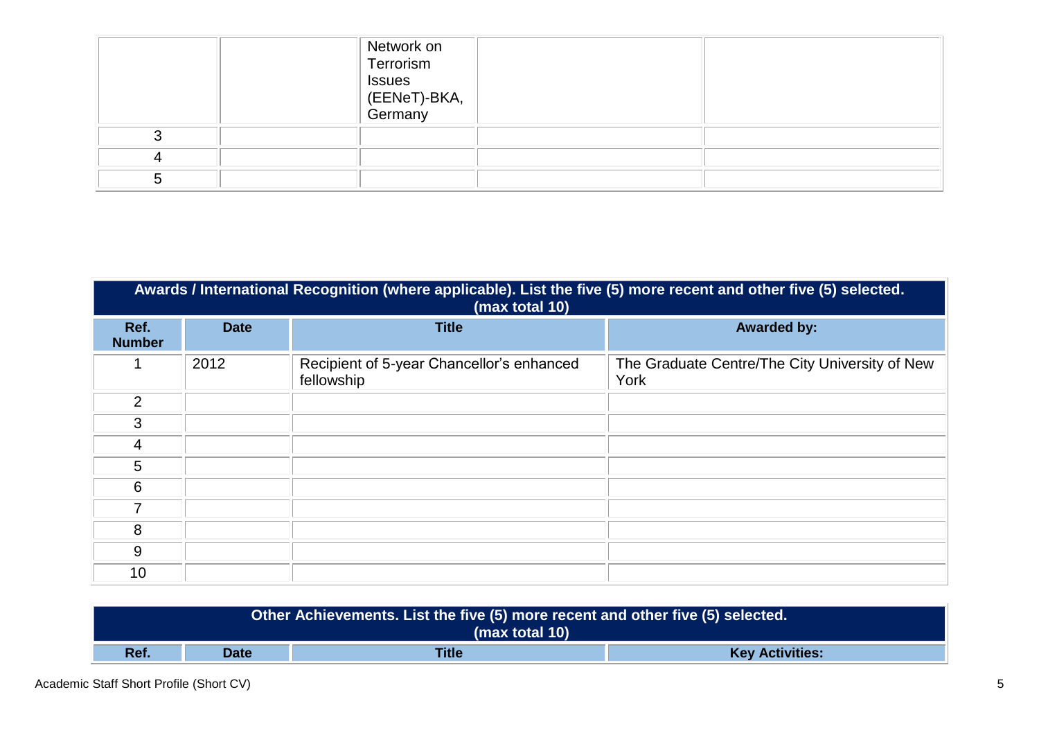|  |  | Network on Terrorism Issues (EENeT)-BKA, Germany |  |  |
|---|---|---|---|---|
| 3 |  |  |  |  |
| 4 |  |  |  |  |
| 5 |  |  |  |  |

| **Awards / International Recognition (where applicable). List the five (5) more recent and other five (5) selected. (max total 10)** | | | |
|---|---|---|---|
| **Ref. Number** | **Date** | **Title** | **Awarded by:** |
| 1 | 2012 | Recipient of 5-year Chancellor's enhanced fellowship | The Graduate Centre/The City University of New York |
| 2 |  |  |  |
| 3 |  |  |  |
| 4 |  |  |  |
| 5 |  |  |  |
| 6 |  |  |  |
| 7 |  |  |  |
| 8 |  |  |  |
| 9 |  |  |  |
| 10 |  |  |  |

| **Other Achievements. List the five (5) more recent and other five (5) selected. (max total 10)** | | | |
|---|---|---|---|
| **Ref.** | **Date** | **Title** | **Key Activities:** |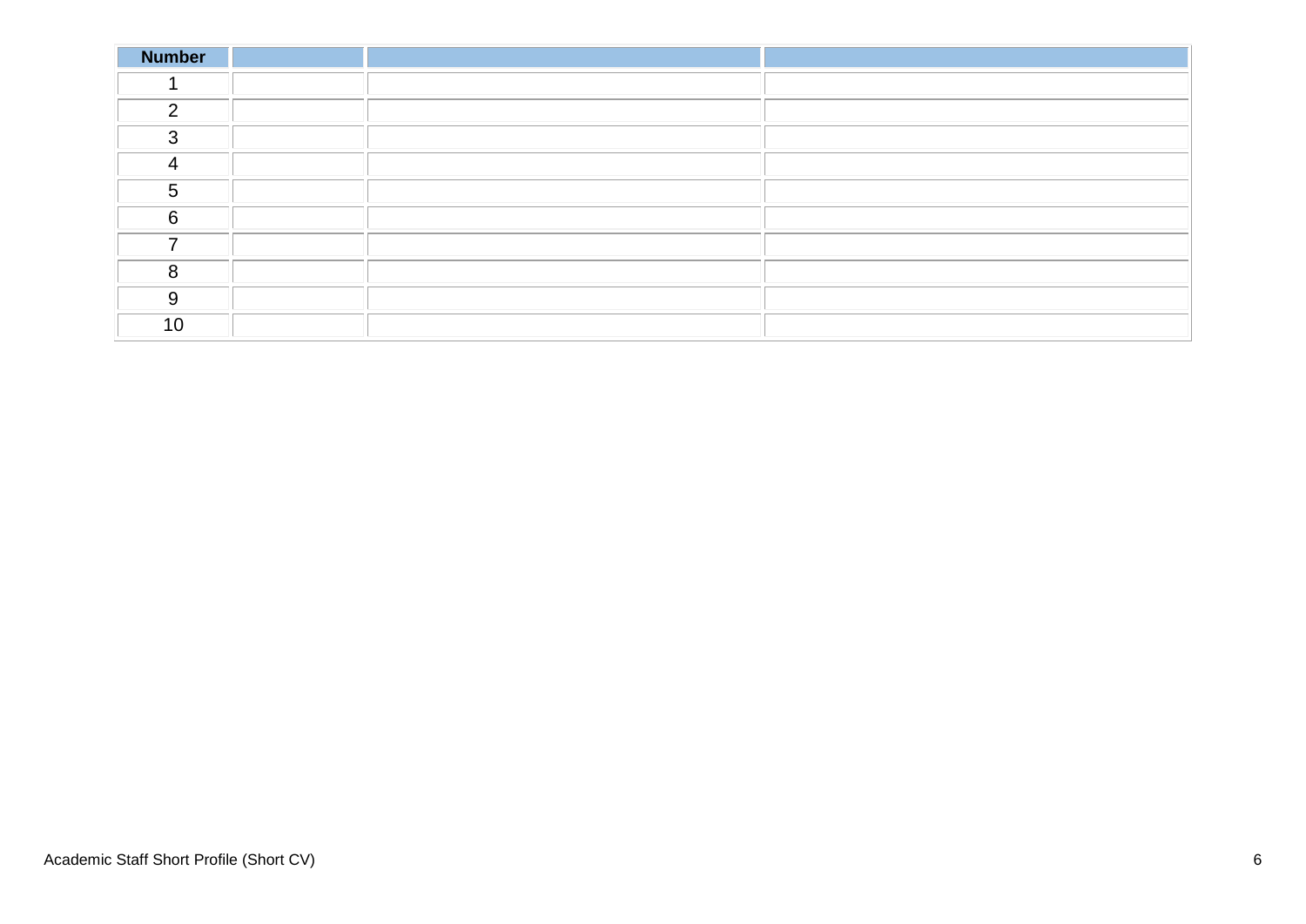| Number | | | |
|---|---|---|---|
| 1 | | | |
| 2 | | | |
| 3 | | | |
| 4 | | | |
| 5 | | | |
| 6 | | | |
| 7 | | | |
| 8 | | | |
| 9 | | | |
| 10 | | | |